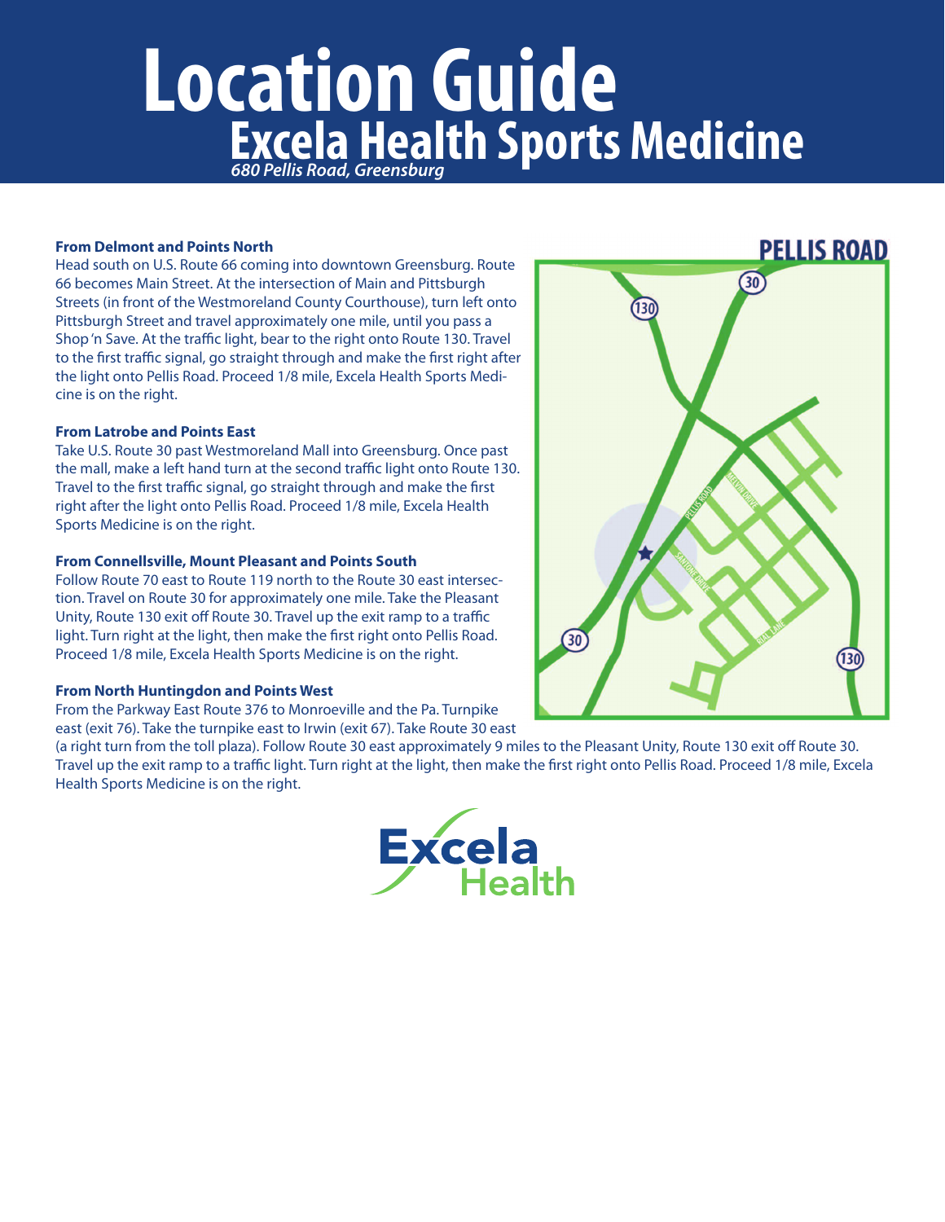# Location Guide

## Excela Health Sports Medicine

*680 Pellis Road, Greensburg*

**From Delmont and Points North**

Head south on U.S. Route 66 coming into downtown Greensburg. Route 66 becomes Main Street. At the intersection of Main and Pittsburgh Streets (in front of the Westmoreland County Courthouse), turn left onto Pittsburgh Street and travel approximately one mile, until you pass a Shop 'n Save. At the traffic light, bear to the right onto Route 130. Travel to the first traffic signal, go straight through and make the first right after the light onto Pellis Road. Proceed 1/8 mile, Excela Health Sports Medicine is on the right.

**From Latrobe and Points East**

Take U.S. Route 30 past Westmoreland Mall into Greensburg. Once past the mall, make a left hand turn at the second traffic light onto Route 130. Travel to the first traffic signal, go straight through and make the first right after the light onto Pellis Road. Proceed 1/8 mile, Excela Health Sports Medicine is on the right.

**From Connellsville, Mount Pleasant and Points South**

Follow Route 70 east to Route 119 north to the Route 30 east intersection. Travel on Route 30 for approximately one mile. Take the Pleasant Unity, Route 130 exit off Route 30. Travel up the exit ramp to a traffic light. Turn right at the light, then make the first right onto Pellis Road. Proceed 1/8 mile, Excela Health Sports Medicine is on the right.

**From North Huntingdon and Points West**

From the Parkway East Route 376 to Monroeville and the Pa. Turnpike east (exit 76). Take the turnpike east to Irwin (exit 67). Take Route 30 east (a right turn from the toll plaza). Follow Route 30 east approximately 9 miles to the Pleasant Unity, Route 130 exit off Route 30. Travel up the exit ramp to a traffic light. Turn right at the light, then make the first right onto Pellis Road. Proceed 1/8 mile, Excela Health Sports Medicine is on the right.

**PELLIS ROAD**

Excela Health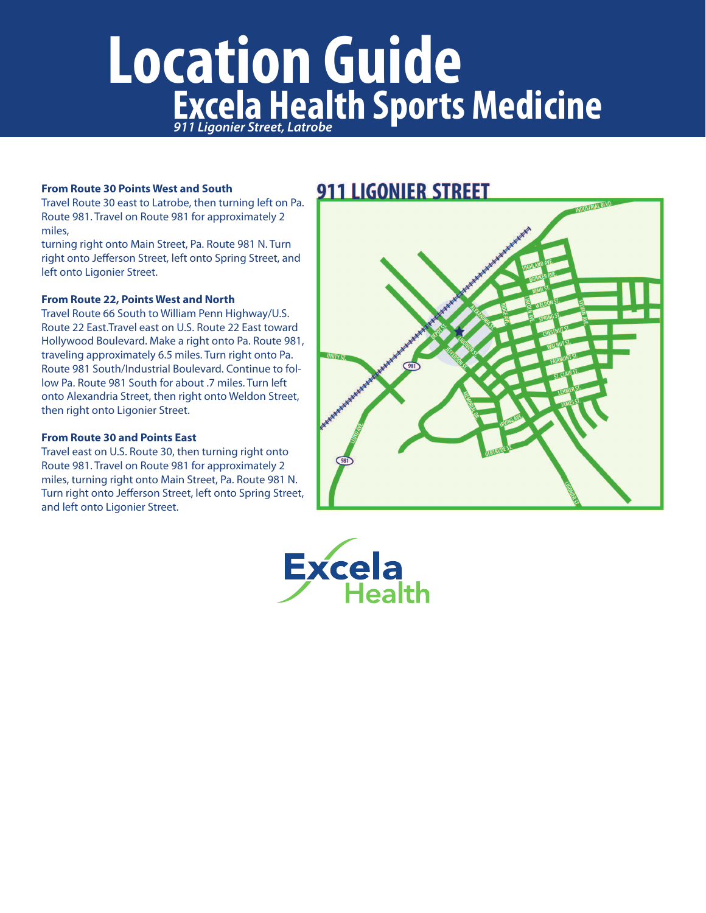# Location Guide

## Excela Health Sports Medicine

*911 Ligonier Street, Latrobe*

**From Route 30 Points West and South**

Travel Route 30 east to Latrobe, then turning left on Pa. Route 981. Travel on Route 981 for approximately 2 miles,

turning right onto Main Street, Pa. Route 981 N. Turn right onto Jefferson Street, left onto Spring Street, and left onto Ligonier Street.

**From Route 22, Points West and North**

Travel Route 66 South to William Penn Highway/U.S. Route 22 East.Travel east on U.S. Route 22 East toward Hollywood Boulevard. Make a right onto Pa. Route 981, traveling approximately 6.5 miles. Turn right onto Pa. Route 981 South/Industrial Boulevard. Continue to follow Pa. Route 981 South for about .7 miles. Turn left onto Alexandria Street, then right onto Weldon Street, then right onto Ligonier Street.

**From Route 30 and Points East**

Travel east on U.S. Route 30, then turning right onto Route 981. Travel on Route 981 for approximately 2 miles, turning right onto Main Street, Pa. Route 981 N. Turn right onto Jefferson Street, left onto Spring Street, and left onto Ligonier Street.

## 911 LIGONIER STREET

INDUSTRIAL BLVD.
HIGHLAND AVE.
BRINKER AVE.
MAIN ST.
WELDON ST.
SPRING ST.
CHESTNUT ST.
WALNUT ST.
FAIRMONT ST.
ST. CLAIR ST.
LEHMER ST.
JAMES ST.
SYLVAN AVE.
LINCOLN AVE.
RIDGE AVE.
ALEXANDRIA ST.
DEPOT ST.
LIGONIER ST.
JEFFERSON ST.
UNITY ST.
981
MEMORIAL DR.
IRVING AVE.
GERTRUDE ST.
LLOYD AVE.
981
LIGONIER ST.

Excela Health